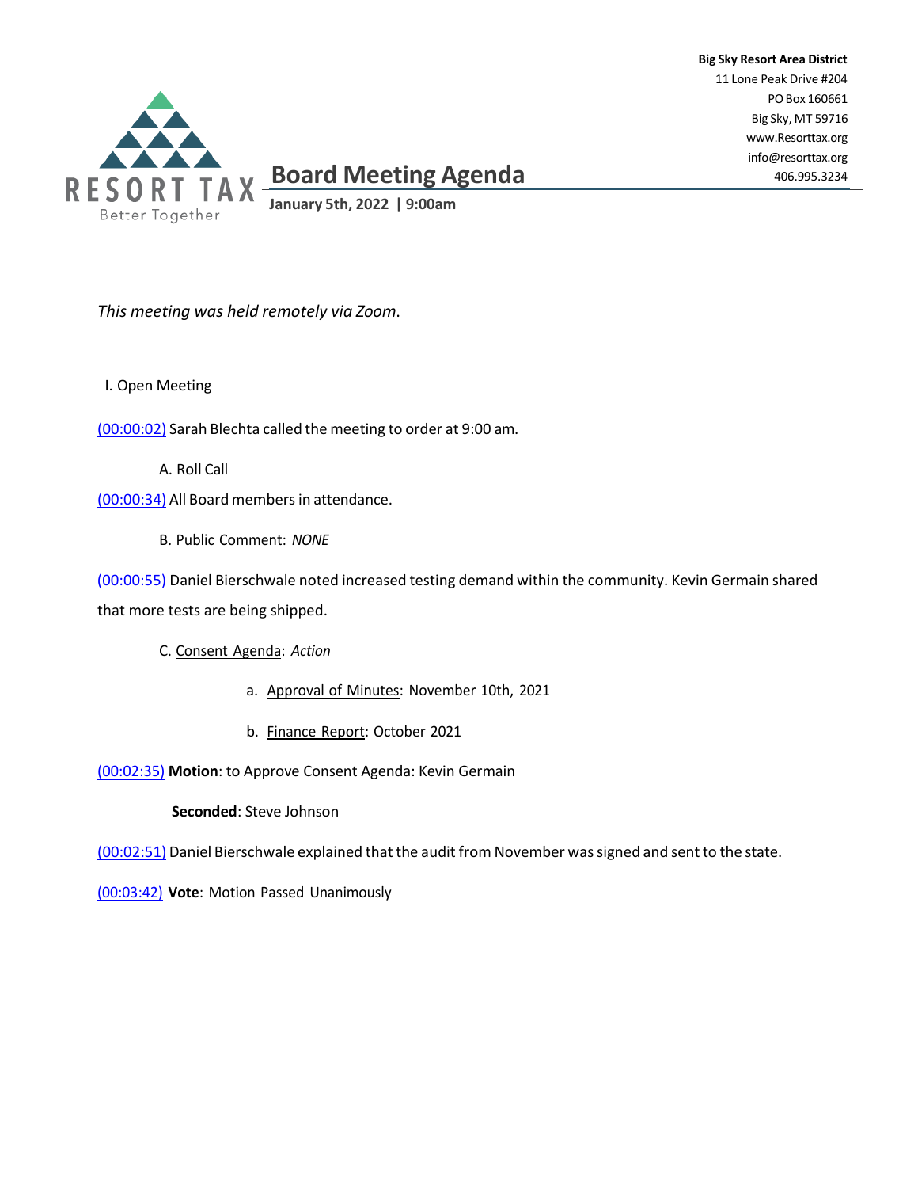**Big Sky Resort Area District**
11 Lone Peak Drive #204
PO Box 160661
Big Sky, MT 59716
www.Resorttax.org
info@resorttax.org
406.995.3234

RESORT TAX
Better Together

# Board Meeting Agenda

**January 5th, 2022 | 9:00am**

*This meeting was held remotely via Zoom.*

I. Open Meeting

(00:00:02) Sarah Blechta called the meeting to order at 9:00 am.

A. Roll Call

(00:00:34) All Board members in attendance.

B. Public Comment: *NONE*

(00:00:55) Daniel Bierschwale noted increased testing demand within the community. Kevin Germain shared that more tests are being shipped.

C. Consent Agenda: *Action*

a. Approval of Minutes: November 10th, 2021

b. Finance Report: October 2021

(00:02:35) **Motion**: to Approve Consent Agenda: Kevin Germain

**Seconded**: Steve Johnson

(00:02:51) Daniel Bierschwale explained that the audit from November was signed and sent to the state.

(00:03:42) **Vote**: Motion Passed Unanimously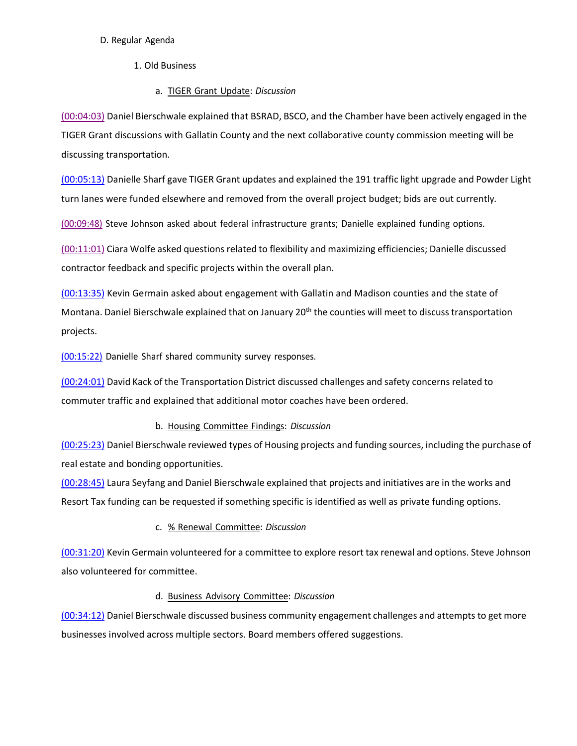D. Regular Agenda

1. Old Business

a. <u>TIGER Grant Update</u>: *Discussion*

(00:04:03) Daniel Bierschwale explained that BSRAD, BSCO, and the Chamber have been actively engaged in the TIGER Grant discussions with Gallatin County and the next collaborative county commission meeting will be discussing transportation.

(00:05:13) Danielle Sharf gave TIGER Grant updates and explained the 191 traffic light upgrade and Powder Light turn lanes were funded elsewhere and removed from the overall project budget; bids are out currently.

(00:09:48) Steve Johnson asked about federal infrastructure grants; Danielle explained funding options.

(00:11:01) Ciara Wolfe asked questions related to flexibility and maximizing efficiencies; Danielle discussed contractor feedback and specific projects within the overall plan.

(00:13:35) Kevin Germain asked about engagement with Gallatin and Madison counties and the state of Montana. Daniel Bierschwale explained that on January 20th the counties will meet to discuss transportation projects.

(00:15:22) Danielle Sharf shared community survey responses.

(00:24:01) David Kack of the Transportation District discussed challenges and safety concerns related to commuter traffic and explained that additional motor coaches have been ordered.

b. <u>Housing Committee Findings</u>: *Discussion*

(00:25:23) Daniel Bierschwale reviewed types of Housing projects and funding sources, including the purchase of real estate and bonding opportunities.

(00:28:45) Laura Seyfang and Daniel Bierschwale explained that projects and initiatives are in the works and Resort Tax funding can be requested if something specific is identified as well as private funding options.

c. <u>% Renewal Committee</u>: *Discussion*

(00:31:20) Kevin Germain volunteered for a committee to explore resort tax renewal and options. Steve Johnson also volunteered for committee.

d. <u>Business Advisory Committee</u>: *Discussion*

(00:34:12) Daniel Bierschwale discussed business community engagement challenges and attempts to get more businesses involved across multiple sectors. Board members offered suggestions.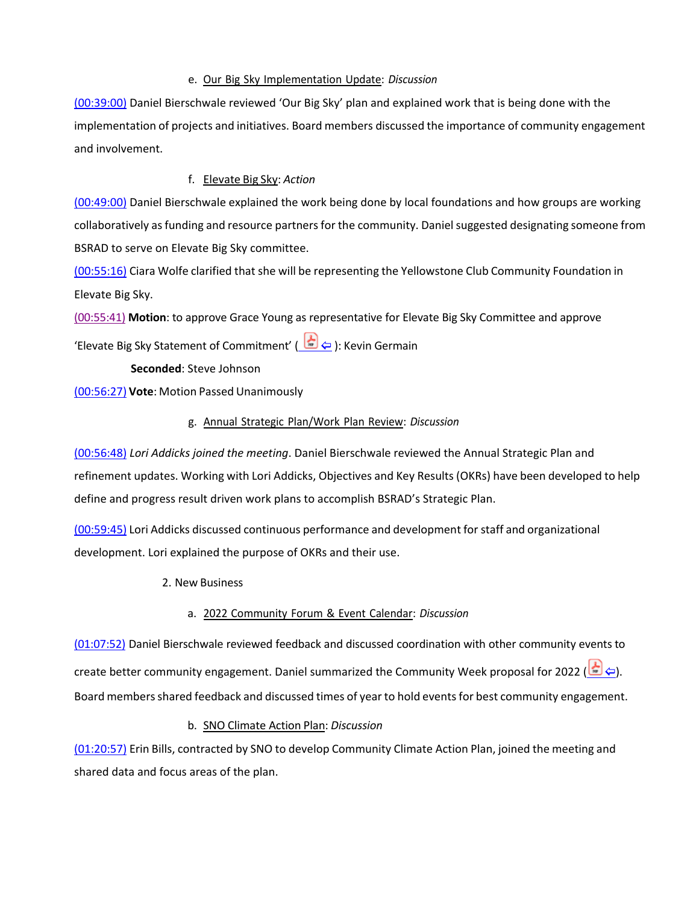e. Our Big Sky Implementation Update: *Discussion*

(00:39:00) Daniel Bierschwale reviewed 'Our Big Sky' plan and explained work that is being done with the implementation of projects and initiatives. Board members discussed the importance of community engagement and involvement.

f. Elevate Big Sky: *Action*

(00:49:00) Daniel Bierschwale explained the work being done by local foundations and how groups are working collaboratively as funding and resource partners for the community. Daniel suggested designating someone from BSRAD to serve on Elevate Big Sky committee.

(00:55:16) Ciara Wolfe clarified that she will be representing the Yellowstone Club Community Foundation in Elevate Big Sky.

(00:55:41) **Motion**: to approve Grace Young as representative for Elevate Big Sky Committee and approve 'Elevate Big Sky Statement of Commitment' ( ⇦ ): Kevin Germain

**Seconded**: Steve Johnson

(00:56:27) **Vote**: Motion Passed Unanimously

g. Annual Strategic Plan/Work Plan Review: *Discussion*

(00:56:48) *Lori Addicks joined the meeting*. Daniel Bierschwale reviewed the Annual Strategic Plan and refinement updates. Working with Lori Addicks, Objectives and Key Results (OKRs) have been developed to help define and progress result driven work plans to accomplish BSRAD's Strategic Plan.

(00:59:45) Lori Addicks discussed continuous performance and development for staff and organizational development. Lori explained the purpose of OKRs and their use.

2. New Business

a. 2022 Community Forum & Event Calendar: *Discussion*

(01:07:52) Daniel Bierschwale reviewed feedback and discussed coordination with other community events to create better community engagement. Daniel summarized the Community Week proposal for 2022 ( ⇦ ). Board members shared feedback and discussed times of year to hold events for best community engagement.

b. SNO Climate Action Plan: *Discussion*

(01:20:57) Erin Bills, contracted by SNO to develop Community Climate Action Plan, joined the meeting and shared data and focus areas of the plan.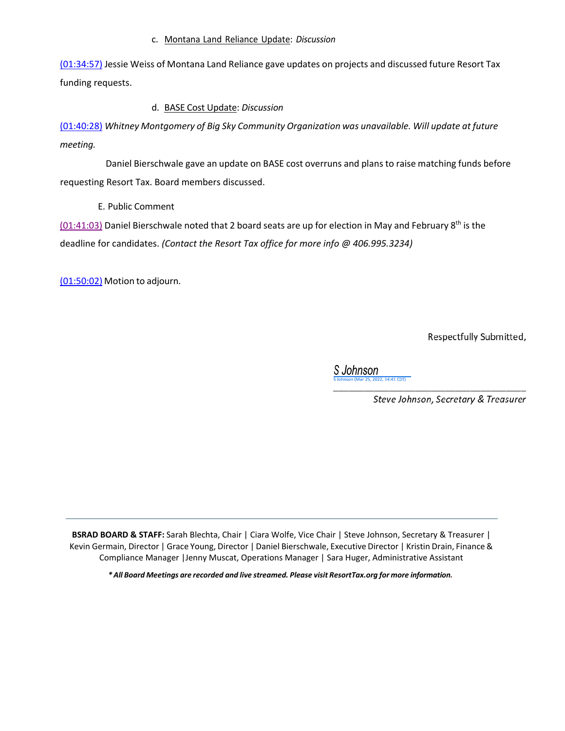c. Montana Land Reliance Update: *Discussion*

(01:34:57) Jessie Weiss of Montana Land Reliance gave updates on projects and discussed future Resort Tax funding requests.

d. BASE Cost Update: *Discussion*

(01:40:28) *Whitney Montgomery of Big Sky Community Organization was unavailable. Will update at future meeting.*

Daniel Bierschwale gave an update on BASE cost overruns and plans to raise matching funds before requesting Resort Tax. Board members discussed.

E. Public Comment

(01:41:03) Daniel Bierschwale noted that 2 board seats are up for election in May and February 8th is the deadline for candidates. *(Contact the Resort Tax office for more info @ 406.995.3234)*

(01:50:02) Motion to adjourn.

Respectfully Submitted,

S Johnson
S Johnson (Mar 25, 2022, 14:41 CDT)

*Steve Johnson, Secretary & Treasurer*

---

**BSRAD BOARD & STAFF:** Sarah Blechta, Chair | Ciara Wolfe, Vice Chair | Steve Johnson, Secretary & Treasurer | Kevin Germain, Director | Grace Young, Director | Daniel Bierschwale, Executive Director | Kristin Drain, Finance & Compliance Manager |Jenny Muscat, Operations Manager | Sara Huger, Administrative Assistant

***All Board Meetings are recorded and live streamed. Please visit ResortTax.org for more information.***